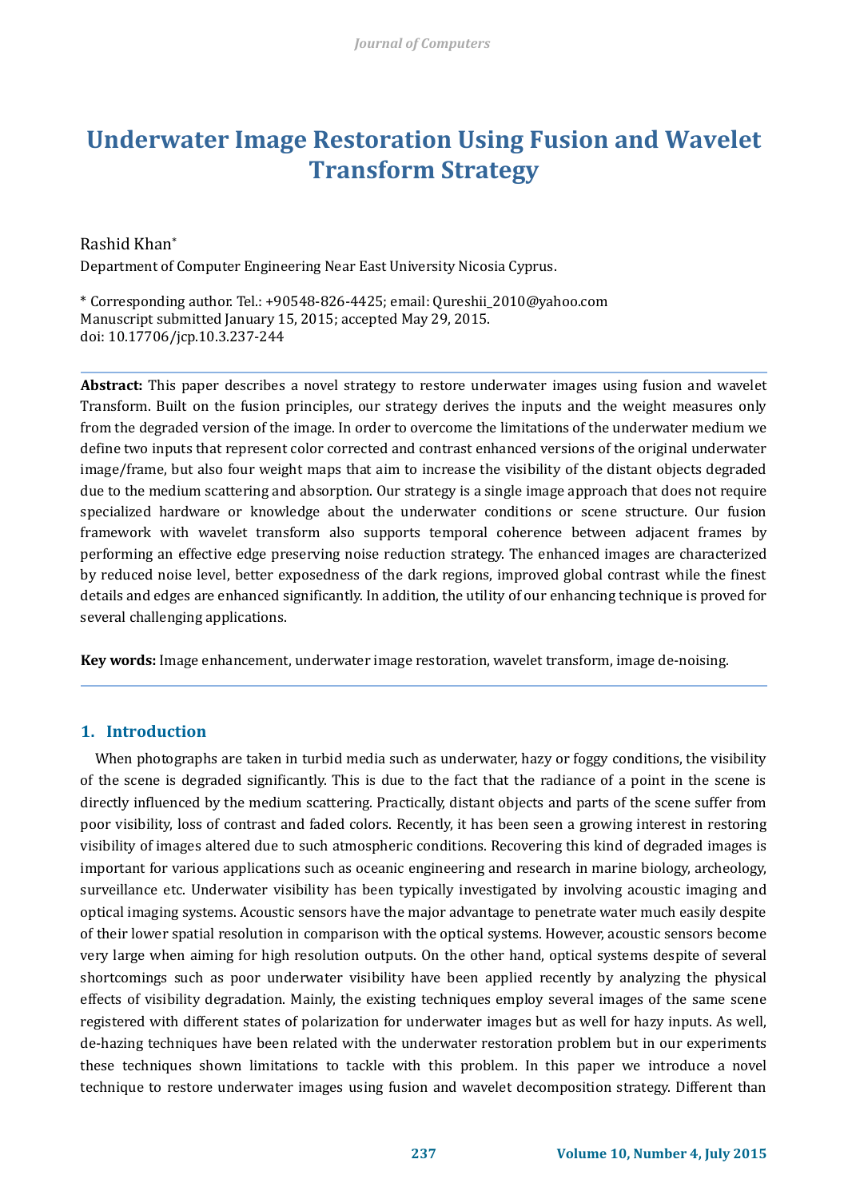# Underwater Image Restoration Using Fusion and Wavelet Transform Strategy

Rashid Khan*

Department of Computer Engineering Near East University Nicosia Cyprus.

\* Corresponding author. Tel.: +90548-826-4425; email: Qureshii_2010@yahoo.com
Manuscript submitted January 15, 2015; accepted May 29, 2015.
doi: 10.17706/jcp.10.3.237-244

---

**Abstract:** This paper describes a novel strategy to restore underwater images using fusion and wavelet Transform. Built on the fusion principles, our strategy derives the inputs and the weight measures only from the degraded version of the image. In order to overcome the limitations of the underwater medium we define two inputs that represent color corrected and contrast enhanced versions of the original underwater image/frame, but also four weight maps that aim to increase the visibility of the distant objects degraded due to the medium scattering and absorption. Our strategy is a single image approach that does not require specialized hardware or knowledge about the underwater conditions or scene structure. Our fusion framework with wavelet transform also supports temporal coherence between adjacent frames by performing an effective edge preserving noise reduction strategy. The enhanced images are characterized by reduced noise level, better exposedness of the dark regions, improved global contrast while the finest details and edges are enhanced significantly. In addition, the utility of our enhancing technique is proved for several challenging applications.

**Key words:** Image enhancement, underwater image restoration, wavelet transform, image de-noising.

---

## 1. Introduction

When photographs are taken in turbid media such as underwater, hazy or foggy conditions, the visibility of the scene is degraded significantly. This is due to the fact that the radiance of a point in the scene is directly influenced by the medium scattering. Practically, distant objects and parts of the scene suffer from poor visibility, loss of contrast and faded colors. Recently, it has been seen a growing interest in restoring visibility of images altered due to such atmospheric conditions. Recovering this kind of degraded images is important for various applications such as oceanic engineering and research in marine biology, archeology, surveillance etc. Underwater visibility has been typically investigated by involving acoustic imaging and optical imaging systems. Acoustic sensors have the major advantage to penetrate water much easily despite of their lower spatial resolution in comparison with the optical systems. However, acoustic sensors become very large when aiming for high resolution outputs. On the other hand, optical systems despite of several shortcomings such as poor underwater visibility have been applied recently by analyzing the physical effects of visibility degradation. Mainly, the existing techniques employ several images of the same scene registered with different states of polarization for underwater images but as well for hazy inputs. As well, de-hazing techniques have been related with the underwater restoration problem but in our experiments these techniques shown limitations to tackle with this problem. In this paper we introduce a novel technique to restore underwater images using fusion and wavelet decomposition strategy. Different than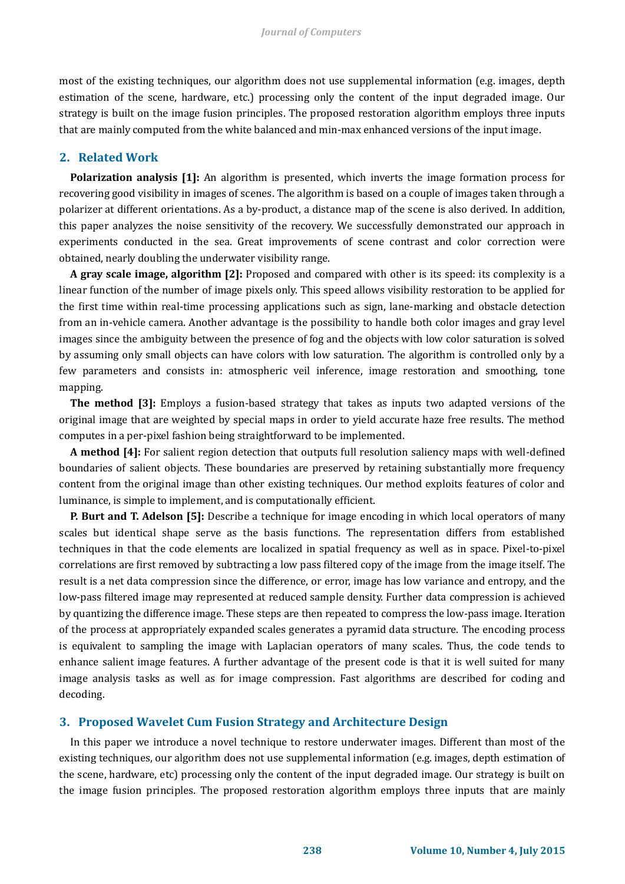most of the existing techniques, our algorithm does not use supplemental information (e.g. images, depth estimation of the scene, hardware, etc.) processing only the content of the input degraded image. Our strategy is built on the image fusion principles. The proposed restoration algorithm employs three inputs that are mainly computed from the white balanced and min-max enhanced versions of the input image.

## 2. Related Work

**Polarization analysis [1]:** An algorithm is presented, which inverts the image formation process for recovering good visibility in images of scenes. The algorithm is based on a couple of images taken through a polarizer at different orientations. As a by-product, a distance map of the scene is also derived. In addition, this paper analyzes the noise sensitivity of the recovery. We successfully demonstrated our approach in experiments conducted in the sea. Great improvements of scene contrast and color correction were obtained, nearly doubling the underwater visibility range.

**A gray scale image, algorithm [2]:** Proposed and compared with other is its speed: its complexity is a linear function of the number of image pixels only. This speed allows visibility restoration to be applied for the first time within real-time processing applications such as sign, lane-marking and obstacle detection from an in-vehicle camera. Another advantage is the possibility to handle both color images and gray level images since the ambiguity between the presence of fog and the objects with low color saturation is solved by assuming only small objects can have colors with low saturation. The algorithm is controlled only by a few parameters and consists in: atmospheric veil inference, image restoration and smoothing, tone mapping.

**The method [3]:** Employs a fusion-based strategy that takes as inputs two adapted versions of the original image that are weighted by special maps in order to yield accurate haze free results. The method computes in a per-pixel fashion being straightforward to be implemented.

**A method [4]:** For salient region detection that outputs full resolution saliency maps with well-defined boundaries of salient objects. These boundaries are preserved by retaining substantially more frequency content from the original image than other existing techniques. Our method exploits features of color and luminance, is simple to implement, and is computationally efficient.

**P. Burt and T. Adelson [5]:** Describe a technique for image encoding in which local operators of many scales but identical shape serve as the basis functions. The representation differs from established techniques in that the code elements are localized in spatial frequency as well as in space. Pixel-to-pixel correlations are first removed by subtracting a low pass filtered copy of the image from the image itself. The result is a net data compression since the difference, or error, image has low variance and entropy, and the low-pass filtered image may represented at reduced sample density. Further data compression is achieved by quantizing the difference image. These steps are then repeated to compress the low-pass image. Iteration of the process at appropriately expanded scales generates a pyramid data structure. The encoding process is equivalent to sampling the image with Laplacian operators of many scales. Thus, the code tends to enhance salient image features. A further advantage of the present code is that it is well suited for many image analysis tasks as well as for image compression. Fast algorithms are described for coding and decoding.

## 3. Proposed Wavelet Cum Fusion Strategy and Architecture Design

In this paper we introduce a novel technique to restore underwater images. Different than most of the existing techniques, our algorithm does not use supplemental information (e.g. images, depth estimation of the scene, hardware, etc) processing only the content of the input degraded image. Our strategy is built on the image fusion principles. The proposed restoration algorithm employs three inputs that are mainly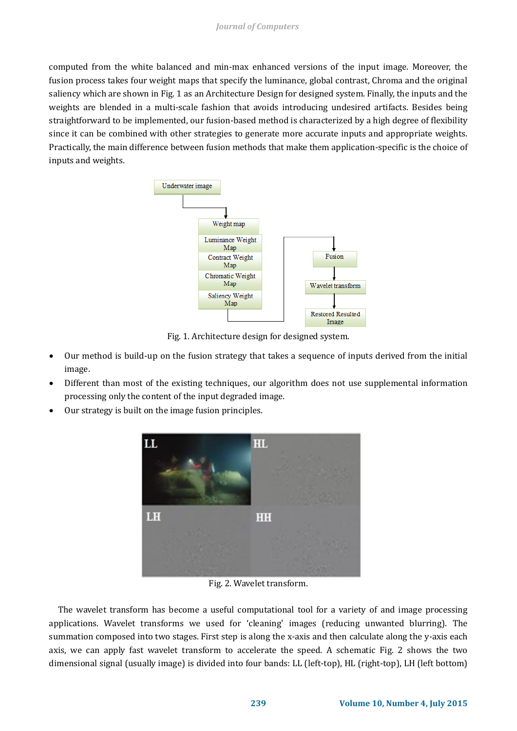computed from the white balanced and min-max enhanced versions of the input image. Moreover, the fusion process takes four weight maps that specify the luminance, global contrast, Chroma and the original saliency which are shown in Fig. 1 as an Architecture Design for designed system. Finally, the inputs and the weights are blended in a multi-scale fashion that avoids introducing undesired artifacts. Besides being straightforward to be implemented, our fusion-based method is characterized by a high degree of flexibility since it can be combined with other strategies to generate more accurate inputs and appropriate weights. Practically, the main difference between fusion methods that make them application-specific is the choice of inputs and weights.

Fig. 1. Architecture design for designed system.

- Our method is build-up on the fusion strategy that takes a sequence of inputs derived from the initial image.
- Different than most of the existing techniques, our algorithm does not use supplemental information processing only the content of the input degraded image.
- Our strategy is built on the image fusion principles.

Fig. 2. Wavelet transform.

The wavelet transform has become a useful computational tool for a variety of and image processing applications. Wavelet transforms we used for 'cleaning' images (reducing unwanted blurring). The summation composed into two stages. First step is along the x-axis and then calculate along the y-axis each axis, we can apply fast wavelet transform to accelerate the speed. A schematic Fig. 2 shows the two dimensional signal (usually image) is divided into four bands: LL (left-top), HL (right-top), LH (left bottom)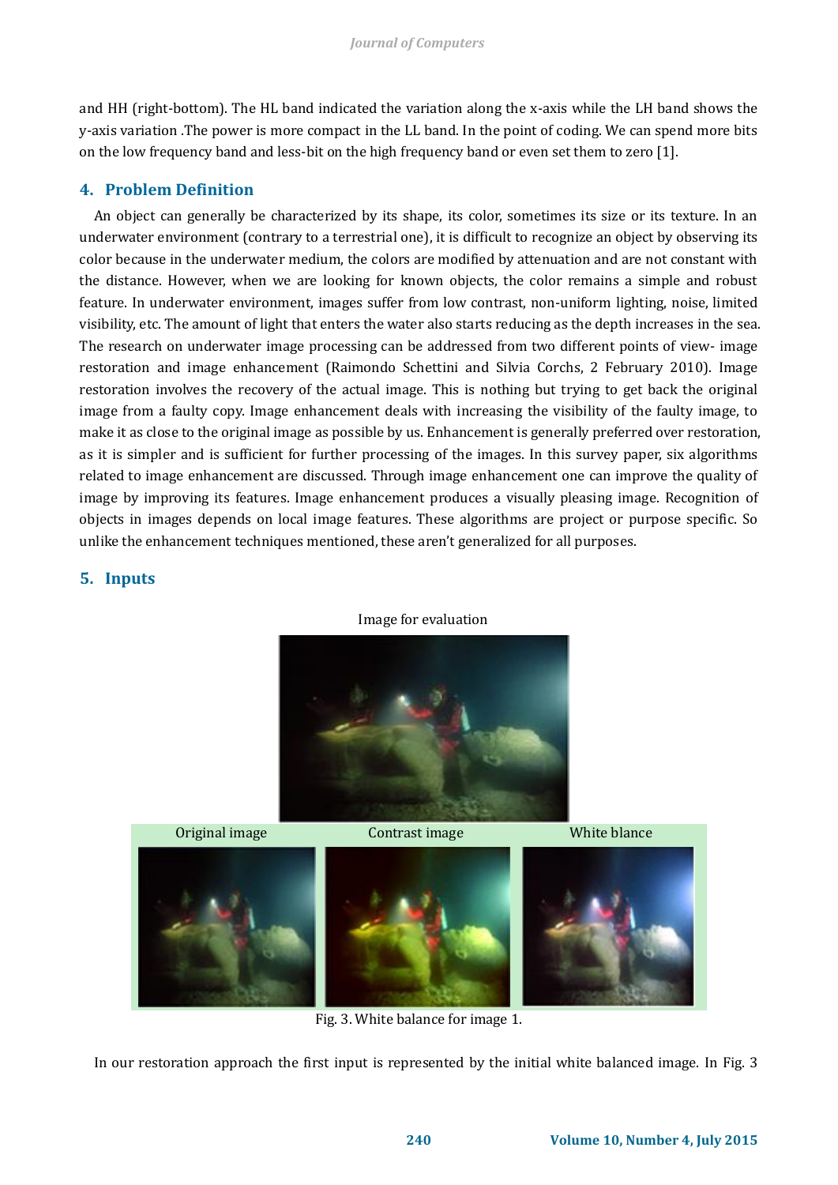and HH (right-bottom). The HL band indicated the variation along the x-axis while the LH band shows the y-axis variation .The power is more compact in the LL band. In the point of coding. We can spend more bits on the low frequency band and less-bit on the high frequency band or even set them to zero [1].

## 4. Problem Definition

An object can generally be characterized by its shape, its color, sometimes its size or its texture. In an underwater environment (contrary to a terrestrial one), it is difficult to recognize an object by observing its color because in the underwater medium, the colors are modified by attenuation and are not constant with the distance. However, when we are looking for known objects, the color remains a simple and robust feature. In underwater environment, images suffer from low contrast, non-uniform lighting, noise, limited visibility, etc. The amount of light that enters the water also starts reducing as the depth increases in the sea. The research on underwater image processing can be addressed from two different points of view- image restoration and image enhancement (Raimondo Schettini and Silvia Corchs, 2 February 2010). Image restoration involves the recovery of the actual image. This is nothing but trying to get back the original image from a faulty copy. Image enhancement deals with increasing the visibility of the faulty image, to make it as close to the original image as possible by us. Enhancement is generally preferred over restoration, as it is simpler and is sufficient for further processing of the images. In this survey paper, six algorithms related to image enhancement are discussed. Through image enhancement one can improve the quality of image by improving its features. Image enhancement produces a visually pleasing image. Recognition of objects in images depends on local image features. These algorithms are project or purpose specific. So unlike the enhancement techniques mentioned, these aren't generalized for all purposes.

## 5. Inputs

Image for evaluation

Original image    Contrast image    White blance

Fig. 3. White balance for image 1.

In our restoration approach the first input is represented by the initial white balanced image. In Fig. 3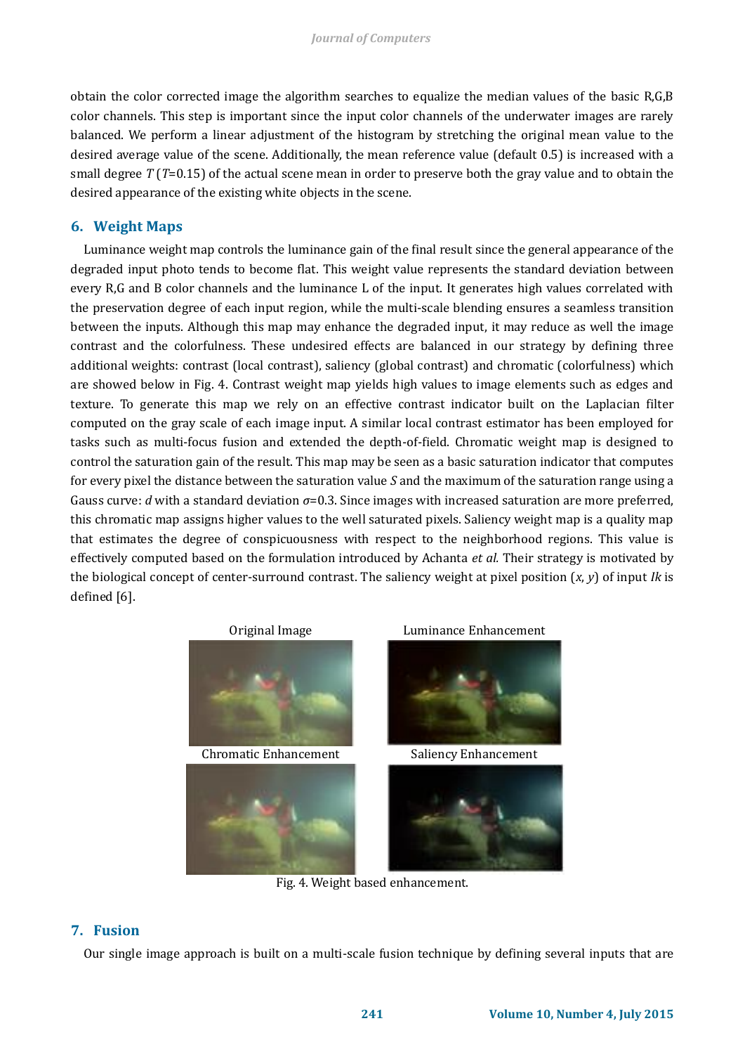obtain the color corrected image the algorithm searches to equalize the median values of the basic R,G,B color channels. This step is important since the input color channels of the underwater images are rarely balanced. We perform a linear adjustment of the histogram by stretching the original mean value to the desired average value of the scene. Additionally, the mean reference value (default 0.5) is increased with a small degree $T$ ($T$=0.15) of the actual scene mean in order to preserve both the gray value and to obtain the desired appearance of the existing white objects in the scene.

## 6. Weight Maps

Luminance weight map controls the luminance gain of the final result since the general appearance of the degraded input photo tends to become flat. This weight value represents the standard deviation between every R,G and B color channels and the luminance L of the input. It generates high values correlated with the preservation degree of each input region, while the multi-scale blending ensures a seamless transition between the inputs. Although this map may enhance the degraded input, it may reduce as well the image contrast and the colorfulness. These undesired effects are balanced in our strategy by defining three additional weights: contrast (local contrast), saliency (global contrast) and chromatic (colorfulness) which are showed below in Fig. 4. Contrast weight map yields high values to image elements such as edges and texture. To generate this map we rely on an effective contrast indicator built on the Laplacian filter computed on the gray scale of each image input. A similar local contrast estimator has been employed for tasks such as multi-focus fusion and extended the depth-of-field. Chromatic weight map is designed to control the saturation gain of the result. This map may be seen as a basic saturation indicator that computes for every pixel the distance between the saturation value $S$ and the maximum of the saturation range using a Gauss curve: $d$ with a standard deviation $\sigma$=0.3. Since images with increased saturation are more preferred, this chromatic map assigns higher values to the well saturated pixels. Saliency weight map is a quality map that estimates the degree of conspicuousness with respect to the neighborhood regions. This value is effectively computed based on the formulation introduced by Achanta *et al.* Their strategy is motivated by the biological concept of center-surround contrast. The saliency weight at pixel position ($x$, $y$) of input $Ik$ is defined [6].

Original Image | Luminance Enhancement | Chromatic Enhancement | Saliency Enhancement

Fig. 4. Weight based enhancement.

## 7. Fusion

Our single image approach is built on a multi-scale fusion technique by defining several inputs that are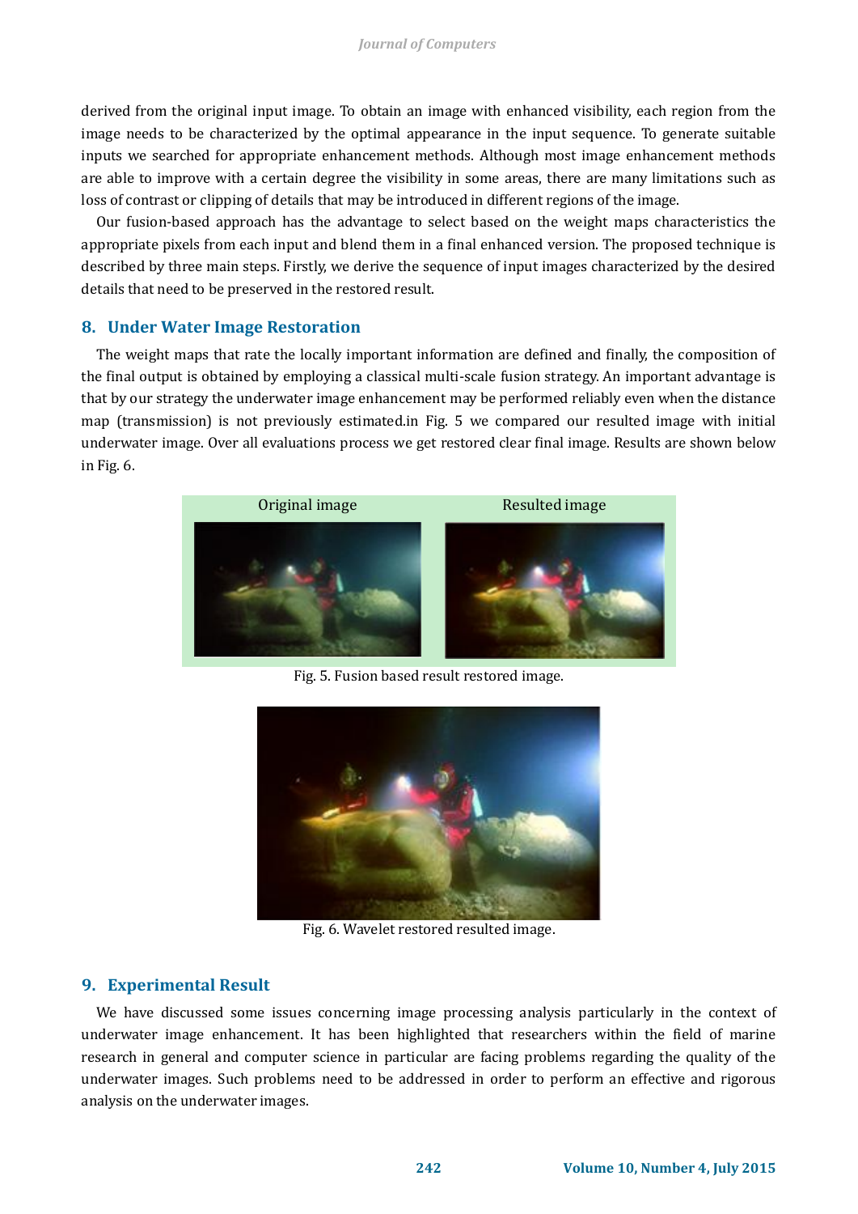derived from the original input image. To obtain an image with enhanced visibility, each region from the image needs to be characterized by the optimal appearance in the input sequence. To generate suitable inputs we searched for appropriate enhancement methods. Although most image enhancement methods are able to improve with a certain degree the visibility in some areas, there are many limitations such as loss of contrast or clipping of details that may be introduced in different regions of the image.

Our fusion-based approach has the advantage to select based on the weight maps characteristics the appropriate pixels from each input and blend them in a final enhanced version. The proposed technique is described by three main steps. Firstly, we derive the sequence of input images characterized by the desired details that need to be preserved in the restored result.

## 8. Under Water Image Restoration

The weight maps that rate the locally important information are defined and finally, the composition of the final output is obtained by employing a classical multi-scale fusion strategy. An important advantage is that by our strategy the underwater image enhancement may be performed reliably even when the distance map (transmission) is not previously estimated.in Fig. 5 we compared our resulted image with initial underwater image. Over all evaluations process we get restored clear final image. Results are shown below in Fig. 6.

Original image Resulted image

Fig. 5. Fusion based result restored image.

Fig. 6. Wavelet restored resulted image.

## 9. Experimental Result

We have discussed some issues concerning image processing analysis particularly in the context of underwater image enhancement. It has been highlighted that researchers within the field of marine research in general and computer science in particular are facing problems regarding the quality of the underwater images. Such problems need to be addressed in order to perform an effective and rigorous analysis on the underwater images.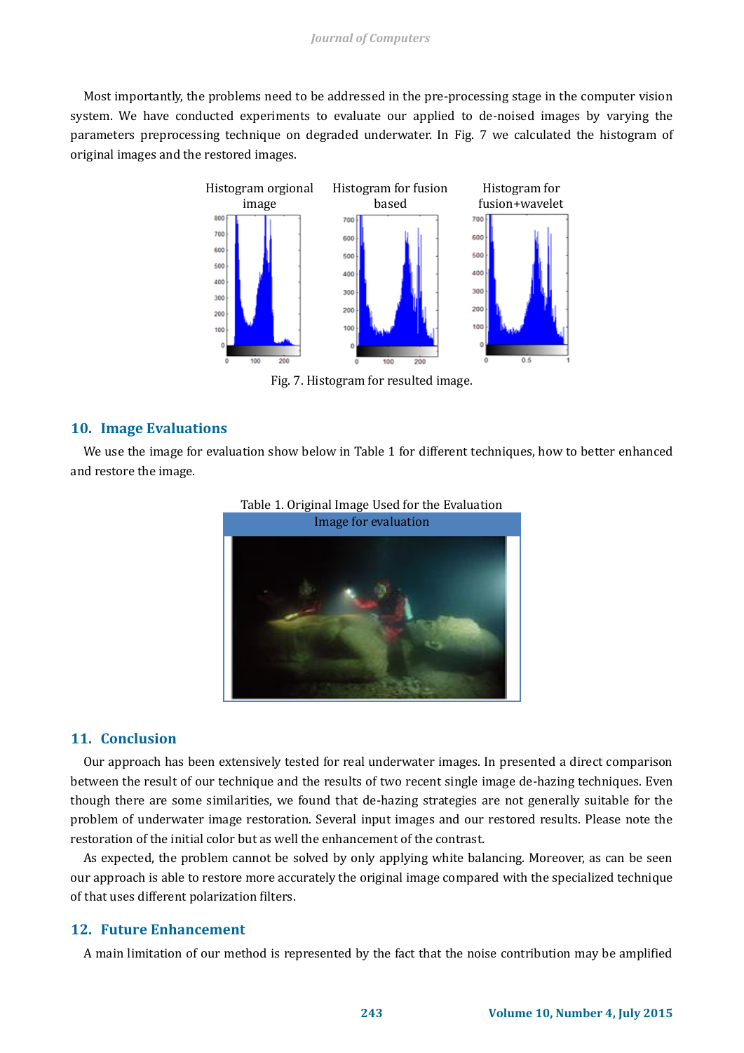Most importantly, the problems need to be addressed in the pre-processing stage in the computer vision system. We have conducted experiments to evaluate our applied to de-noised images by varying the parameters preprocessing technique on degraded underwater. In Fig. 7 we calculated the histogram of original images and the restored images.

Fig. 7. Histogram for resulted image.

## 10. Image Evaluations

We use the image for evaluation show below in Table 1 for different techniques, how to better enhanced and restore the image.

Table 1. Original Image Used for the Evaluation

| Image for evaluation |
|---|
| |

## 11. Conclusion

Our approach has been extensively tested for real underwater images. In presented a direct comparison between the result of our technique and the results of two recent single image de-hazing techniques. Even though there are some similarities, we found that de-hazing strategies are not generally suitable for the problem of underwater image restoration. Several input images and our restored results. Please note the restoration of the initial color but as well the enhancement of the contrast.

As expected, the problem cannot be solved by only applying white balancing. Moreover, as can be seen our approach is able to restore more accurately the original image compared with the specialized technique of that uses different polarization filters.

## 12. Future Enhancement

A main limitation of our method is represented by the fact that the noise contribution may be amplified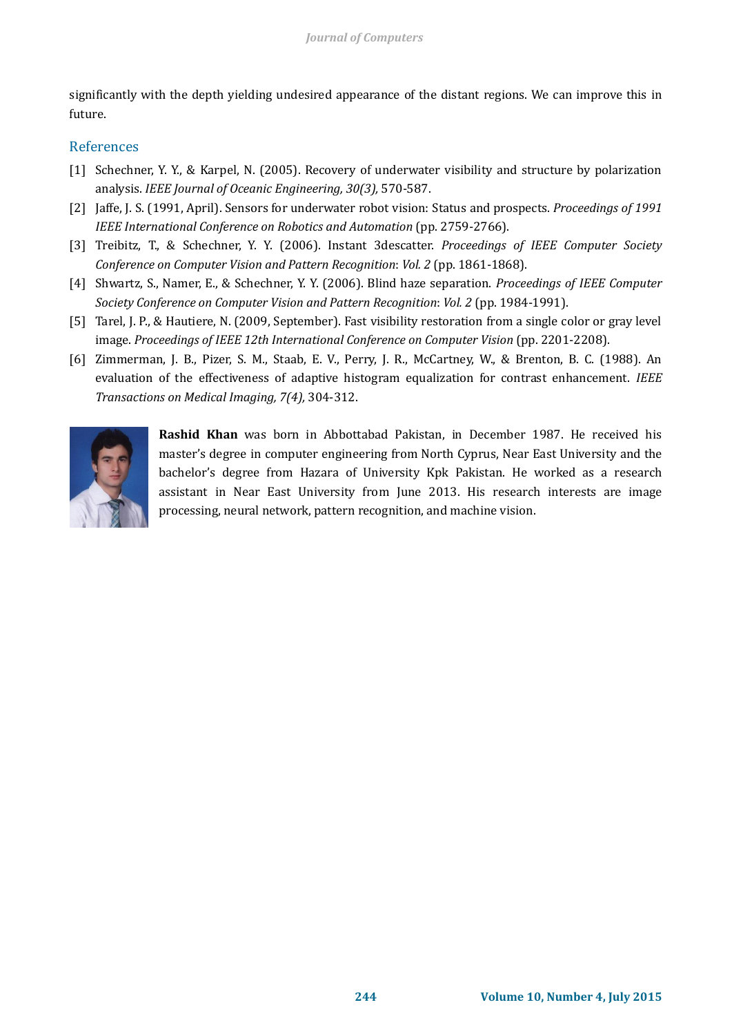significantly with the depth yielding undesired appearance of the distant regions. We can improve this in future.

## References

[1] Schechner, Y. Y., & Karpel, N. (2005). Recovery of underwater visibility and structure by polarization analysis. *IEEE Journal of Oceanic Engineering, 30(3),* 570-587.

[2] Jaffe, J. S. (1991, April). Sensors for underwater robot vision: Status and prospects. *Proceedings of 1991 IEEE International Conference on Robotics and Automation* (pp. 2759-2766).

[3] Treibitz, T., & Schechner, Y. Y. (2006). Instant 3descatter. *Proceedings of IEEE Computer Society Conference on Computer Vision and Pattern Recognition*: *Vol. 2* (pp. 1861-1868).

[4] Shwartz, S., Namer, E., & Schechner, Y. Y. (2006). Blind haze separation. *Proceedings of IEEE Computer Society Conference on Computer Vision and Pattern Recognition*: *Vol. 2* (pp. 1984-1991).

[5] Tarel, J. P., & Hautiere, N. (2009, September). Fast visibility restoration from a single color or gray level image. *Proceedings of IEEE 12th International Conference on Computer Vision* (pp. 2201-2208).

[6] Zimmerman, J. B., Pizer, S. M., Staab, E. V., Perry, J. R., McCartney, W., & Brenton, B. C. (1988). An evaluation of the effectiveness of adaptive histogram equalization for contrast enhancement. *IEEE Transactions on Medical Imaging, 7(4),* 304-312.

**Rashid Khan** was born in Abbottabad Pakistan, in December 1987. He received his master's degree in computer engineering from North Cyprus, Near East University and the bachelor's degree from Hazara of University Kpk Pakistan. He worked as a research assistant in Near East University from June 2013. His research interests are image processing, neural network, pattern recognition, and machine vision.